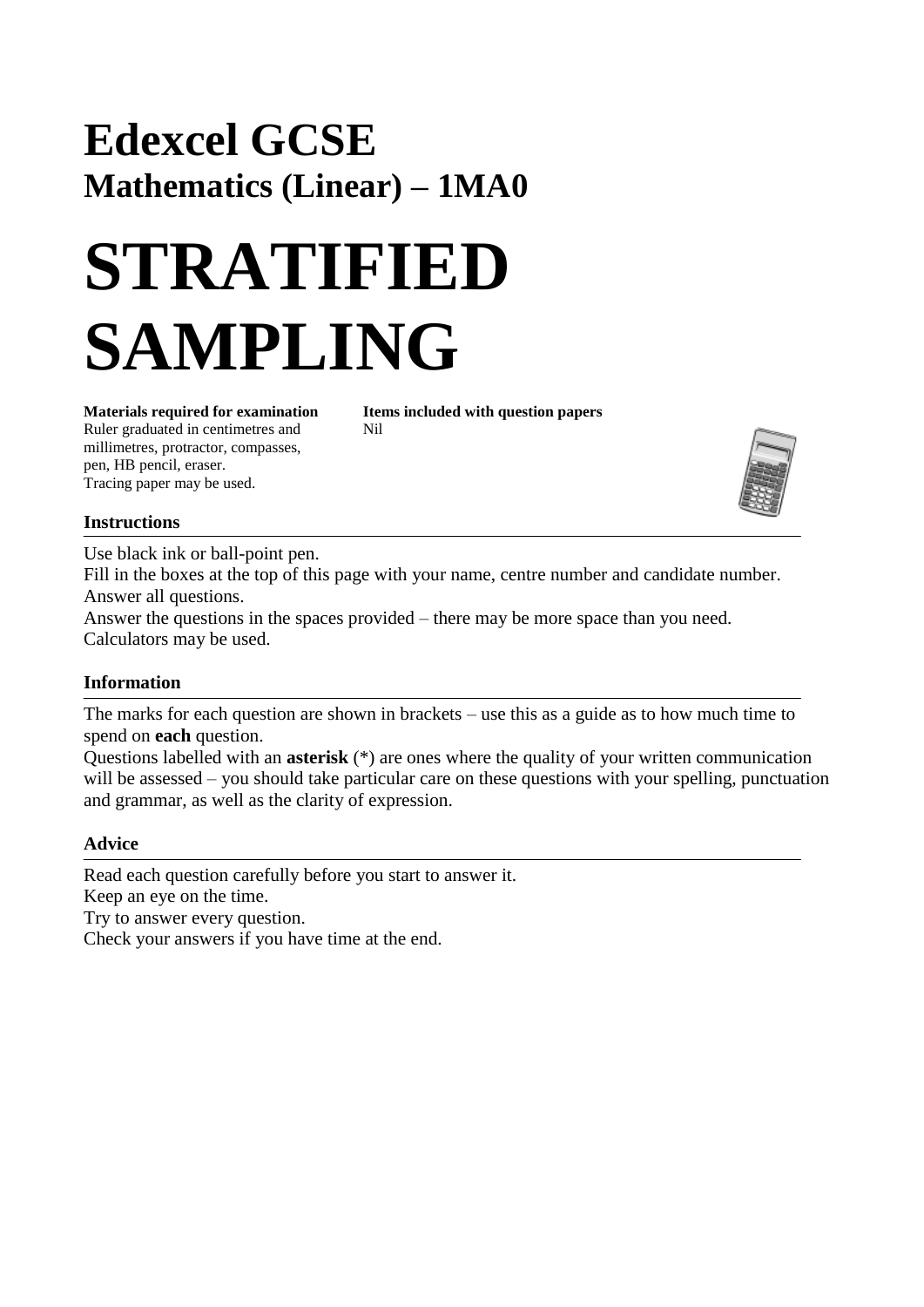# Edexcel GCSE
## Mathematics (Linear) – 1MA0

# STRATIFIED SAMPLING

**Materials required for examination**
Ruler graduated in centimetres and millimetres, protractor, compasses, pen, HB pencil, eraser.
Tracing paper may be used.

**Items included with question papers**
Nil

### Instructions

Use black ink or ball-point pen.
Fill in the boxes at the top of this page with your name, centre number and candidate number.
Answer all questions.
Answer the questions in the spaces provided – there may be more space than you need.
Calculators may be used.

### Information

The marks for each question are shown in brackets – use this as a guide as to how much time to spend on **each** question.
Questions labelled with an **asterisk** (*) are ones where the quality of your written communication will be assessed – you should take particular care on these questions with your spelling, punctuation and grammar, as well as the clarity of expression.

### Advice

Read each question carefully before you start to answer it.
Keep an eye on the time.
Try to answer every question.
Check your answers if you have time at the end.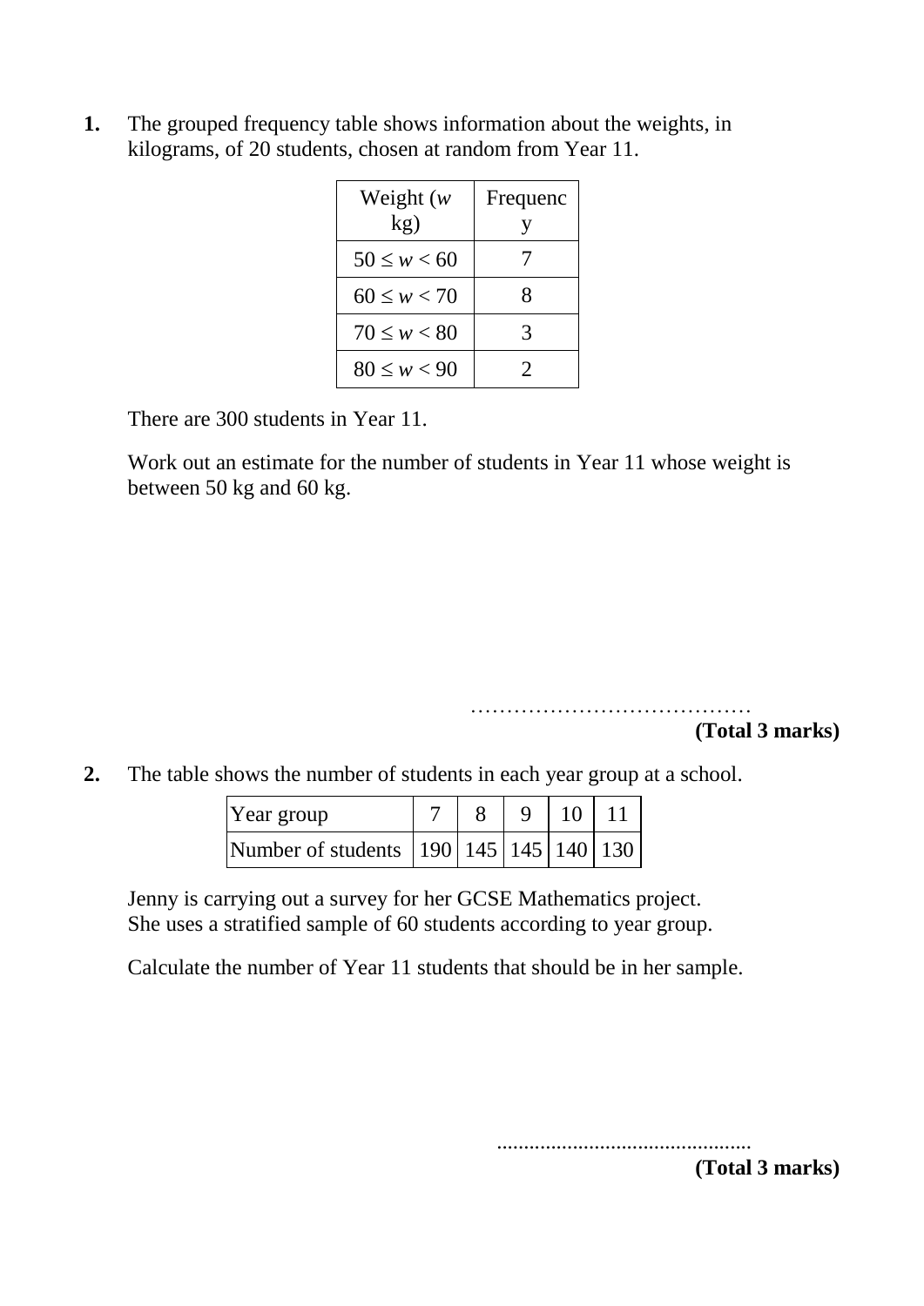**1.** The grouped frequency table shows information about the weights, in kilograms, of 20 students, chosen at random from Year 11.

| Weight ($w$ kg) | Frequency |
|---|---|
| $50 \le w < 60$ | 7 |
| $60 \le w < 70$ | 8 |
| $70 \le w < 80$ | 3 |
| $80 \le w < 90$ | 2 |

There are 300 students in Year 11.

Work out an estimate for the number of students in Year 11 whose weight is between 50 kg and 60 kg.

…………………………………

**(Total 3 marks)**

**2.** The table shows the number of students in each year group at a school.

| Year group | 7 | 8 | 9 | 10 | 11 |
|---|---|---|---|---|---|
| Number of students | 190 | 145 | 145 | 140 | 130 |

Jenny is carrying out a survey for her GCSE Mathematics project.
She uses a stratified sample of 60 students according to year group.

Calculate the number of Year 11 students that should be in her sample.

...............................................

**(Total 3 marks)**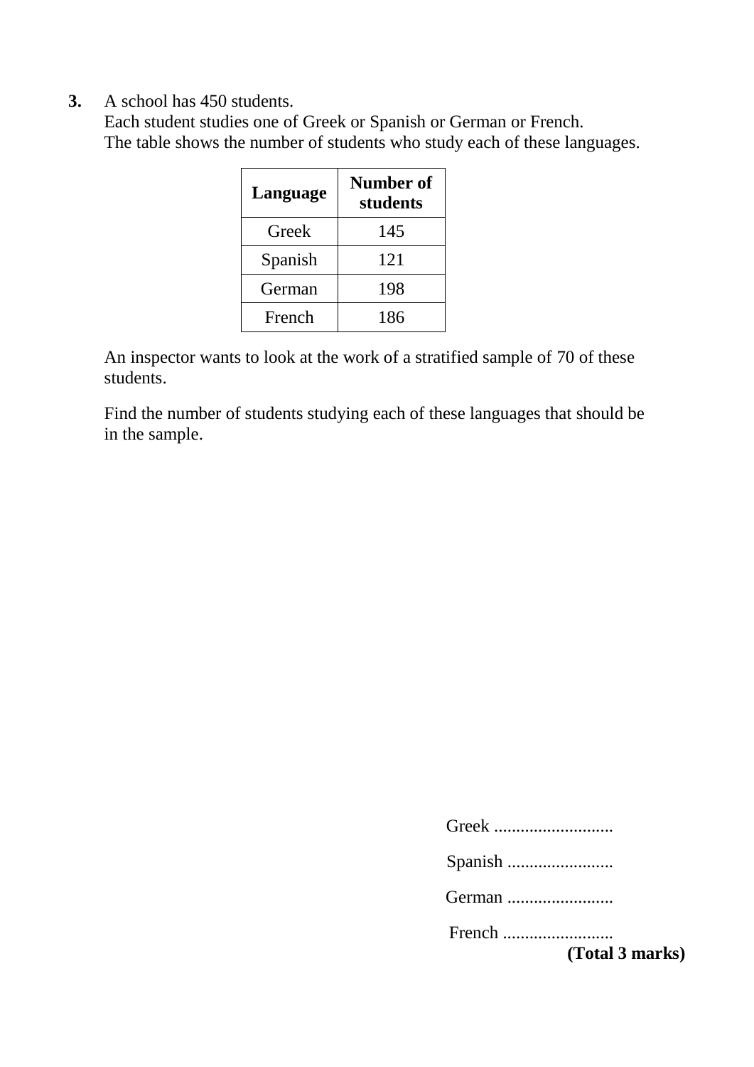**3.** A school has 450 students.
Each student studies one of Greek or Spanish or German or French.
The table shows the number of students who study each of these languages.

| Language | Number of students |
|---|---|
| Greek | 145 |
| Spanish | 121 |
| German | 198 |
| French | 186 |

An inspector wants to look at the work of a stratified sample of 70 of these students.

Find the number of students studying each of these languages that should be in the sample.

Greek ...........................

Spanish ........................

German ........................

French .........................

**(Total 3 marks)**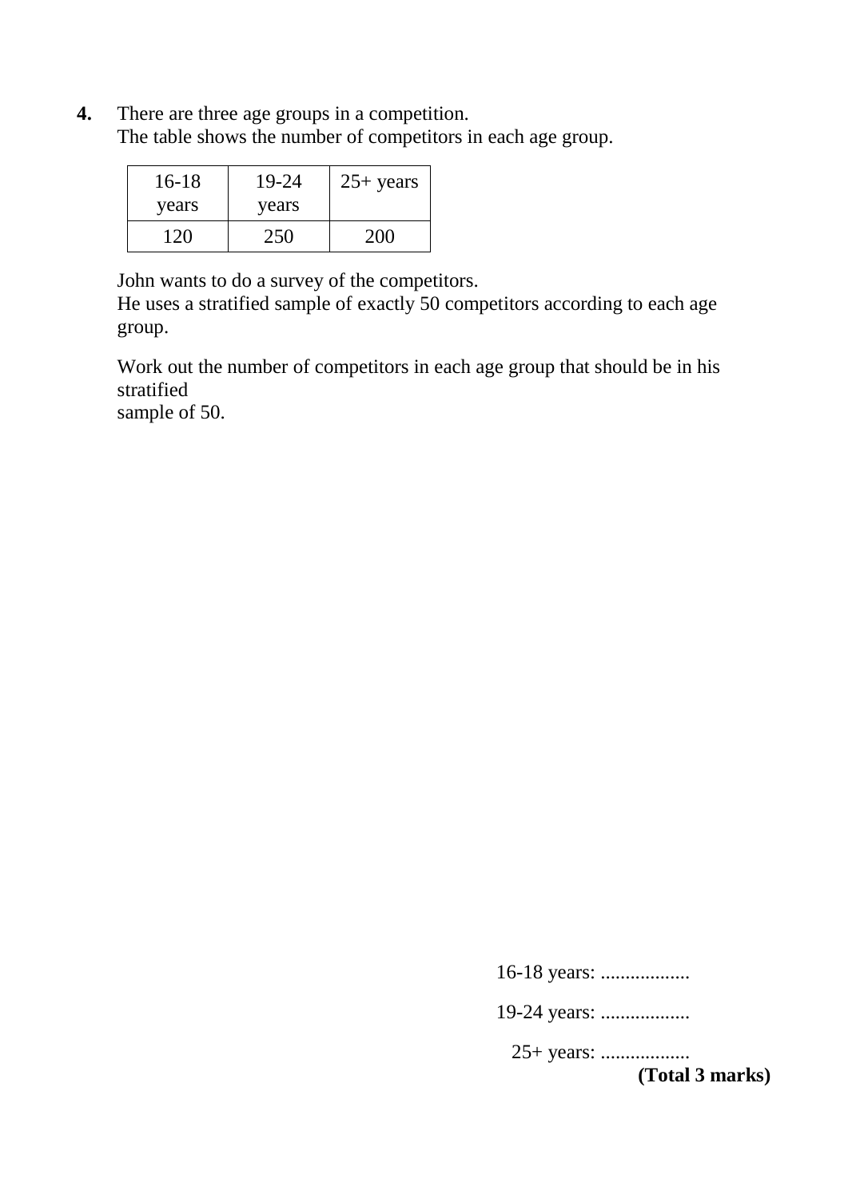**4.** There are three age groups in a competition.
The table shows the number of competitors in each age group.

| 16-18 years | 19-24 years | 25+ years |
|---|---|---|
| 120 | 250 | 200 |

John wants to do a survey of the competitors.
He uses a stratified sample of exactly 50 competitors according to each age group.

Work out the number of competitors in each age group that should be in his stratified
sample of 50.

16-18 years: ..................

19-24 years: ..................

25+ years: ..................

**(Total 3 marks)**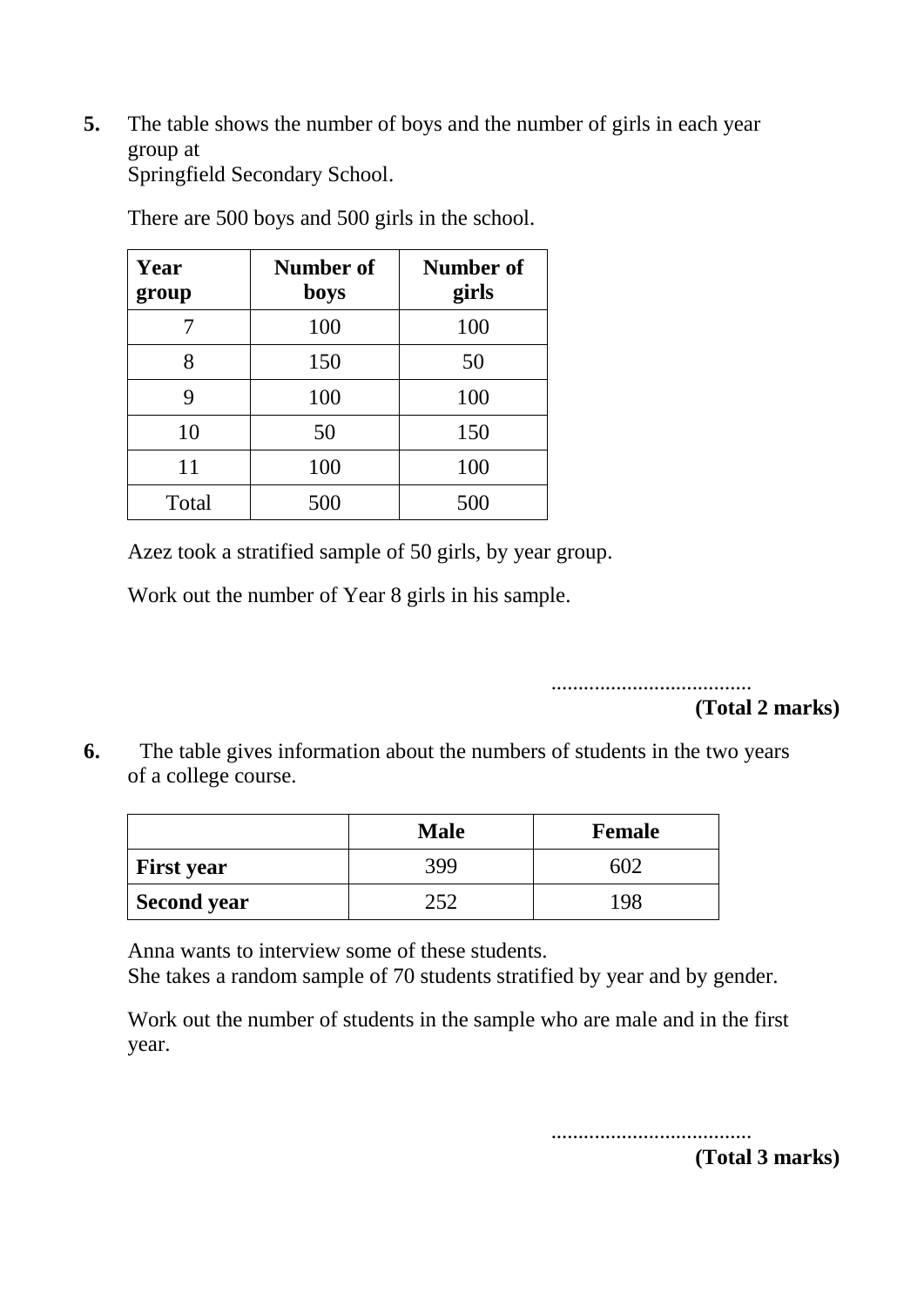**5.** The table shows the number of boys and the number of girls in each year group at
Springfield Secondary School.

There are 500 boys and 500 girls in the school.

| Year group | Number of boys | Number of girls |
|---|---|---|
| 7 | 100 | 100 |
| 8 | 150 | 50 |
| 9 | 100 | 100 |
| 10 | 50 | 150 |
| 11 | 100 | 100 |
| Total | 500 | 500 |

Azez took a stratified sample of 50 girls, by year group.

Work out the number of Year 8 girls in his sample.

.....................................
**(Total 2 marks)**

**6.** The table gives information about the numbers of students in the two years of a college course.

| | Male | Female |
|---|---|---|
| **First year** | 399 | 602 |
| **Second year** | 252 | 198 |

Anna wants to interview some of these students.
She takes a random sample of 70 students stratified by year and by gender.

Work out the number of students in the sample who are male and in the first year.

.....................................
**(Total 3 marks)**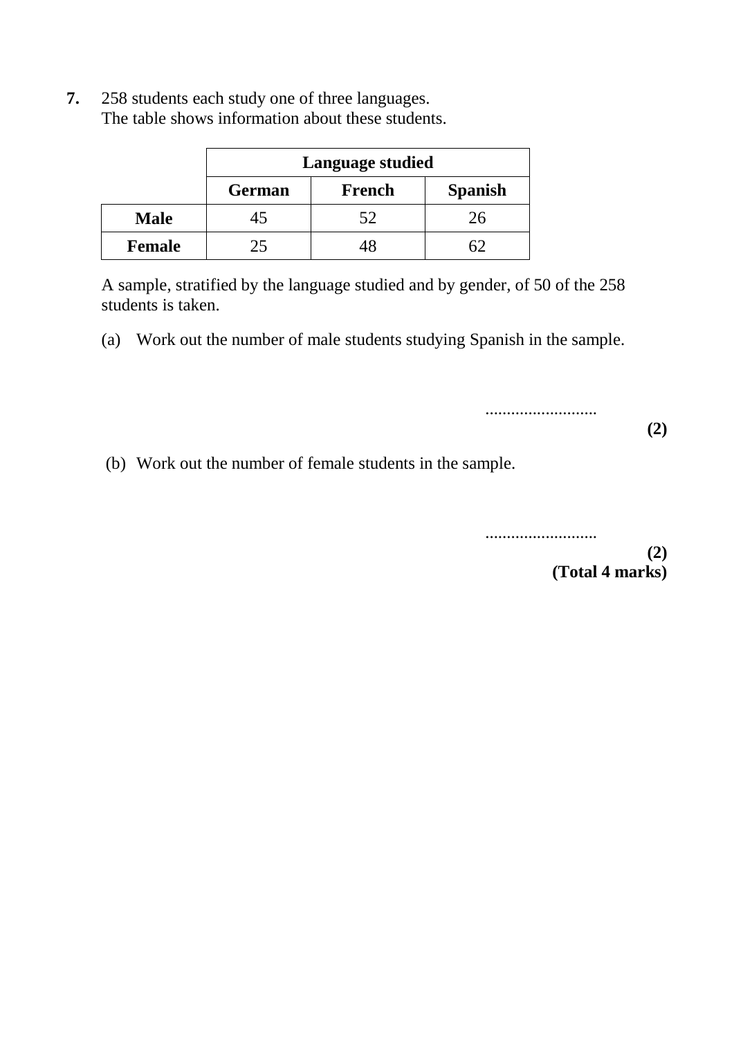**7.** 258 students each study one of three languages.
The table shows information about these students.

| | Language studied | | |
|---|---|---|---|
| | **German** | **French** | **Spanish** |
| **Male** | 45 | 52 | 26 |
| **Female** | 25 | 48 | 62 |

A sample, stratified by the language studied and by gender, of 50 of the 258 students is taken.

(a) Work out the number of male students studying Spanish in the sample.

..........................

**(2)**

(b) Work out the number of female students in the sample.

..........................

**(2)**

**(Total 4 marks)**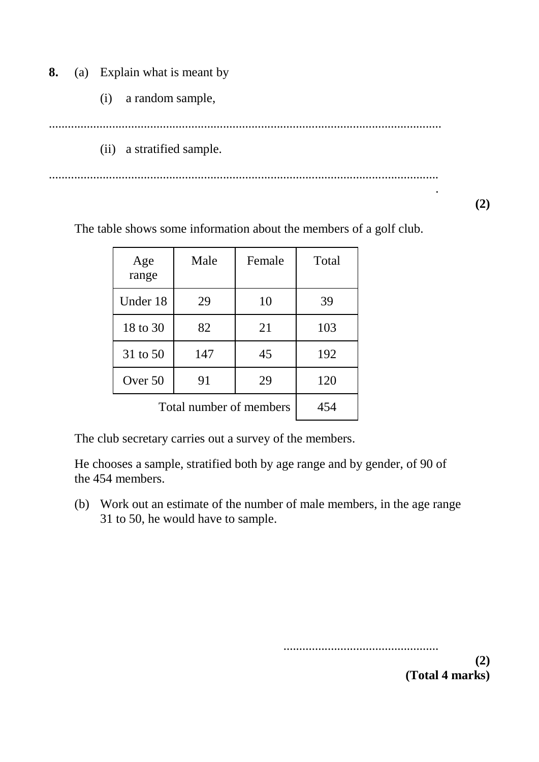**8.** (a) Explain what is meant by

(i) a random sample,

..........................................................................................................................

(ii) a stratified sample.

..........................................................................................................................

**(2)**

The table shows some information about the members of a golf club.

| Age range | Male | Female | Total |
|---|---|---|---|
| Under 18 | 29 | 10 | 39 |
| 18 to 30 | 82 | 21 | 103 |
| 31 to 50 | 147 | 45 | 192 |
| Over 50 | 91 | 29 | 120 |
| Total number of members | | | 454 |

The club secretary carries out a survey of the members.

He chooses a sample, stratified both by age range and by gender, of 90 of the 454 members.

(b) Work out an estimate of the number of male members, in the age range 31 to 50, he would have to sample.

.................................................

**(2)**
**(Total 4 marks)**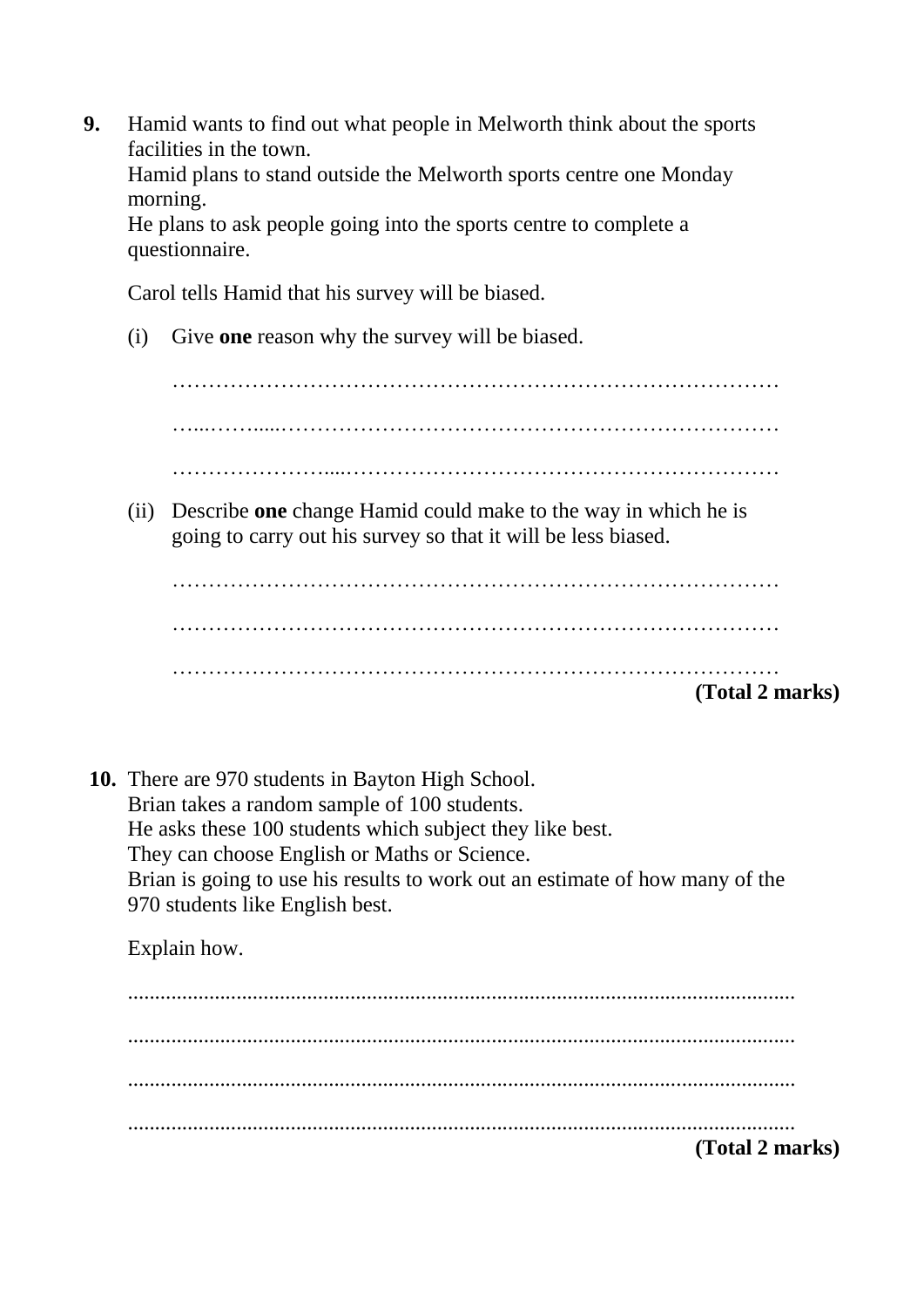**9.** Hamid wants to find out what people in Melworth think about the sports facilities in the town.
Hamid plans to stand outside the Melworth sports centre one Monday morning.
He plans to ask people going into the sports centre to complete a questionnaire.

Carol tells Hamid that his survey will be biased.

(i) Give **one** reason why the survey will be biased.

……………………………………………………………………………

……………………………………………………………………………

……………………………………………………………………………

(ii) Describe **one** change Hamid could make to the way in which he is going to carry out his survey so that it will be less biased.

……………………………………………………………………………

……………………………………………………………………………

……………………………………………………………………………

**(Total 2 marks)**

**10.** There are 970 students in Bayton High School.
Brian takes a random sample of 100 students.
He asks these 100 students which subject they like best.
They can choose English or Maths or Science.
Brian is going to use his results to work out an estimate of how many of the 970 students like English best.

Explain how.

..........................................................................................................................

..........................................................................................................................

..........................................................................................................................

..........................................................................................................................

**(Total 2 marks)**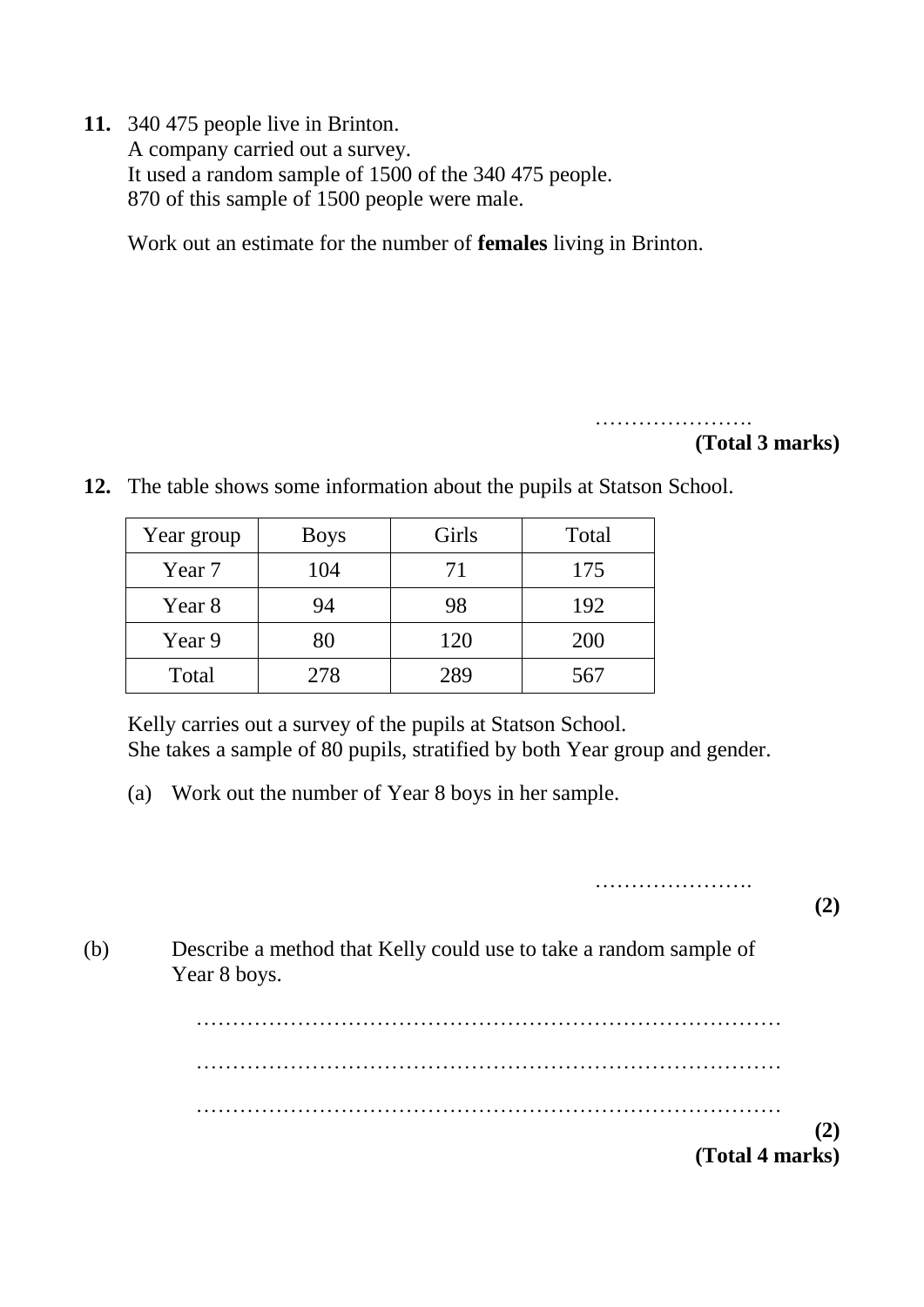**11.** 340 475 people live in Brinton.
A company carried out a survey.
It used a random sample of 1500 of the 340 475 people.
870 of this sample of 1500 people were male.

Work out an estimate for the number of **females** living in Brinton.

…………………….

**(Total 3 marks)**

**12.** The table shows some information about the pupils at Statson School.

| Year group | Boys | Girls | Total |
|---|---|---|---|
| Year 7 | 104 | 71 | 175 |
| Year 8 | 94 | 98 | 192 |
| Year 9 | 80 | 120 | 200 |
| Total | 278 | 289 | 567 |

Kelly carries out a survey of the pupils at Statson School.
She takes a sample of 80 pupils, stratified by both Year group and gender.

(a) Work out the number of Year 8 boys in her sample.

…………………….

**(2)**

(b) Describe a method that Kelly could use to take a random sample of Year 8 boys.

……………………………………………………………………………

……………………………………………………………………………

……………………………………………………………………………

**(2)**

**(Total 4 marks)**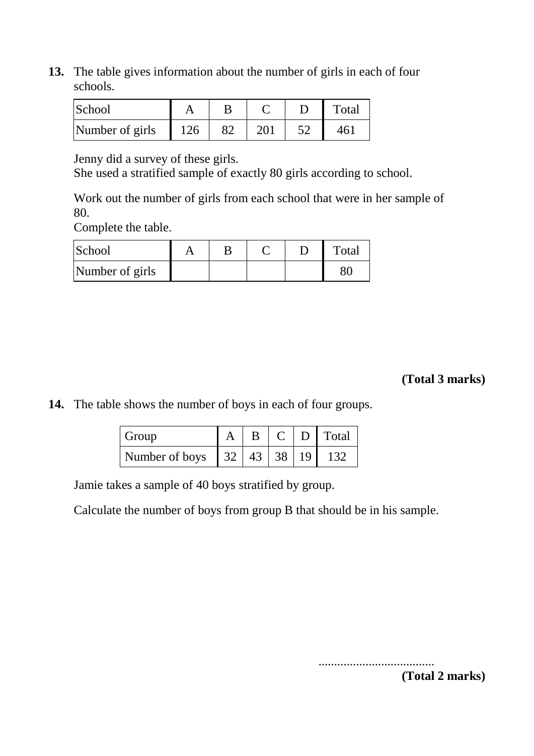**13.** The table gives information about the number of girls in each of four schools.

| School | A | B | C | D | Total |
|---|---|---|---|---|---|
| Number of girls | 126 | 82 | 201 | 52 | 461 |

Jenny did a survey of these girls.
She used a stratified sample of exactly 80 girls according to school.

Work out the number of girls from each school that were in her sample of 80.
Complete the table.

| School | A | B | C | D | Total |
|---|---|---|---|---|---|
| Number of girls | | | | | 80 |

**(Total 3 marks)**

**14.** The table shows the number of boys in each of four groups.

| Group | A | B | C | D | Total |
|---|---|---|---|---|---|
| Number of boys | 32 | 43 | 38 | 19 | 132 |

Jamie takes a sample of 40 boys stratified by group.

Calculate the number of boys from group B that should be in his sample.

.....................................

**(Total 2 marks)**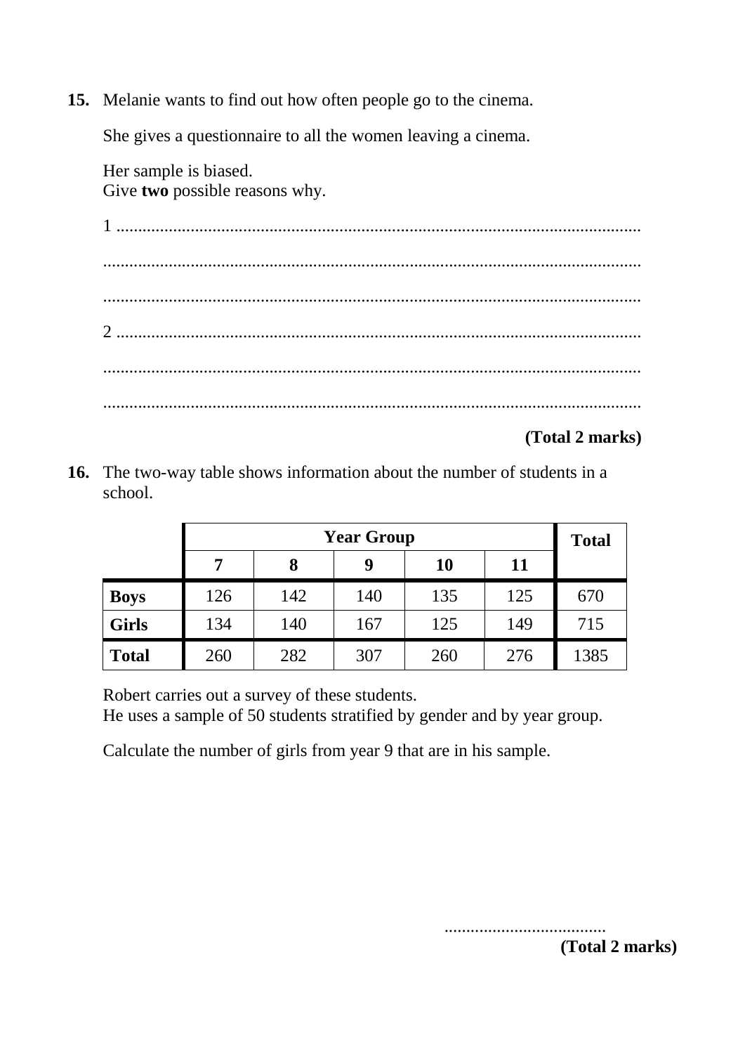**15.** Melanie wants to find out how often people go to the cinema.

She gives a questionnaire to all the women leaving a cinema.

Her sample is biased.
Give **two** possible reasons why.

1 .......................................................................................................................

.........................................................................................................................

.........................................................................................................................

2 .......................................................................................................................

.........................................................................................................................

.........................................................................................................................

**(Total 2 marks)**

**16.** The two-way table shows information about the number of students in a school.

| | Year Group | | | | | Total |
|---|---|---|---|---|---|---|
| | **7** | **8** | **9** | **10** | **11** | |
| **Boys** | 126 | 142 | 140 | 135 | 125 | 670 |
| **Girls** | 134 | 140 | 167 | 125 | 149 | 715 |
| **Total** | 260 | 282 | 307 | 260 | 276 | 1385 |

Robert carries out a survey of these students.
He uses a sample of 50 students stratified by gender and by year group.

Calculate the number of girls from year 9 that are in his sample.

.....................................
**(Total 2 marks)**